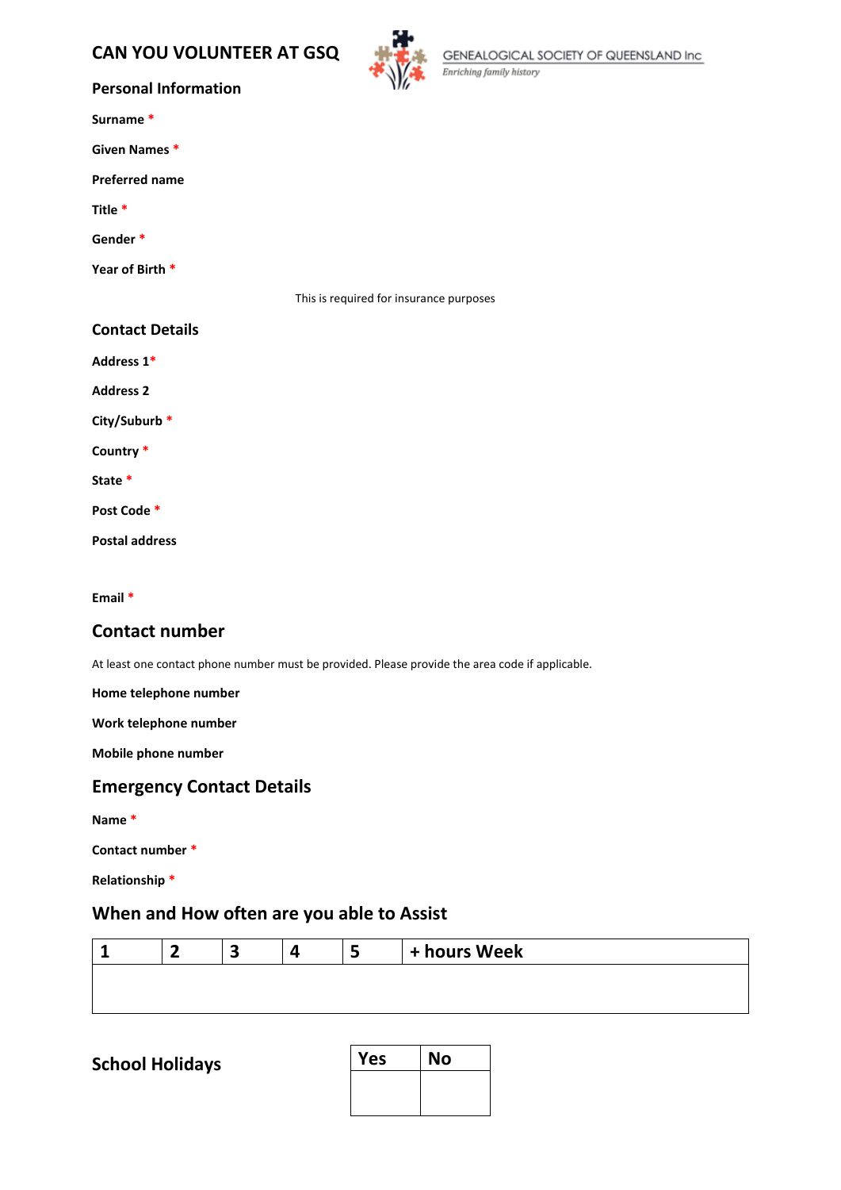# CAN YOU VOLUNTEER AT GSQ

GENEALOGICAL SOCIETY OF QUEENSLAND Inc
*Enriching family history*

## Personal Information

**Surname** *

**Given Names** *

**Preferred name**

**Title** *

**Gender** *

**Year of Birth** *

This is required for insurance purposes

## Contact Details

**Address 1***

**Address 2**

**City/Suburb** *

**Country** *

**State** *

**Post Code** *

**Postal address**

**Email** *

## Contact number

At least one contact phone number must be provided. Please provide the area code if applicable.

**Home telephone number**

**Work telephone number**

**Mobile phone number**

## Emergency Contact Details

**Name** *

**Contact number** *

**Relationship** *

## When and How often are you able to Assist

| 1 | 2 | 3 | 4 | 5 | + hours Week |
|---|---|---|---|---|---|
| | | | | | |

## School Holidays

| Yes | No |
|---|---|
| | |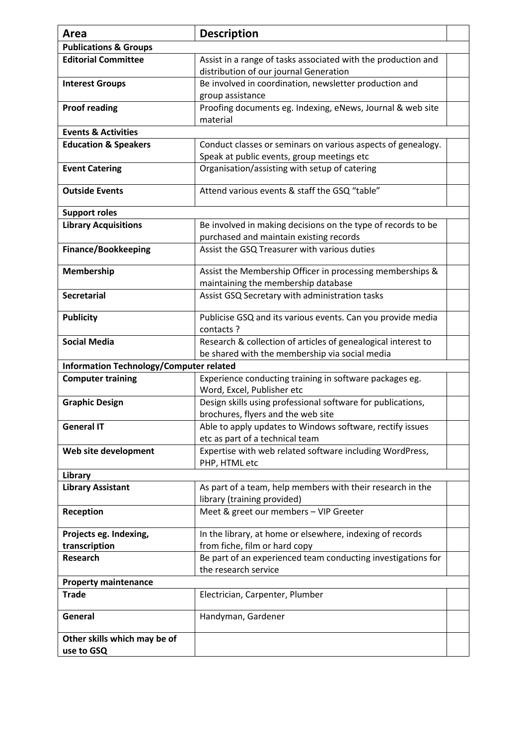| Area | Description | |
|---|---|---|
| **Publications & Groups** | | |
| **Editorial Committee** | Assist in a range of tasks associated with the production and distribution of our journal Generation | |
| **Interest Groups** | Be involved in coordination, newsletter production and group assistance | |
| **Proof reading** | Proofing documents eg. Indexing, eNews, Journal & web site material | |
| **Events & Activities** | | |
| **Education & Speakers** | Conduct classes or seminars on various aspects of genealogy. Speak at public events, group meetings etc | |
| **Event Catering** | Organisation/assisting with setup of catering | |
| **Outside Events** | Attend various events & staff the GSQ "table" | |
| **Support roles** | | |
| **Library Acquisitions** | Be involved in making decisions on the type of records to be purchased and maintain existing records | |
| **Finance/Bookkeeping** | Assist the GSQ Treasurer with various duties | |
| **Membership** | Assist the Membership Officer in processing memberships & maintaining the membership database | |
| **Secretarial** | Assist GSQ Secretary with administration tasks | |
| **Publicity** | Publicise GSQ and its various events. Can you provide media contacts ? | |
| **Social Media** | Research & collection of articles of genealogical interest to be shared with the membership via social media | |
| **Information Technology/Computer related** | | |
| **Computer training** | Experience conducting training in software packages eg. Word, Excel, Publisher etc | |
| **Graphic Design** | Design skills using professional software for publications, brochures, flyers and the web site | |
| **General IT** | Able to apply updates to Windows software, rectify issues etc as part of a technical team | |
| **Web site development** | Expertise with web related software including WordPress, PHP, HTML etc | |
| **Library** | | |
| **Library Assistant** | As part of a team, help members with their research in the library (training provided) | |
| **Reception** | Meet & greet our members – VIP Greeter | |
| **Projects eg. Indexing, transcription** | In the library, at home or elsewhere, indexing of records from fiche, film or hard copy | |
| **Research** | Be part of an experienced team conducting investigations for the research service | |
| **Property maintenance** | | |
| **Trade** | Electrician, Carpenter, Plumber | |
| **General** | Handyman, Gardener | |
| **Other skills which may be of use to GSQ** | | |